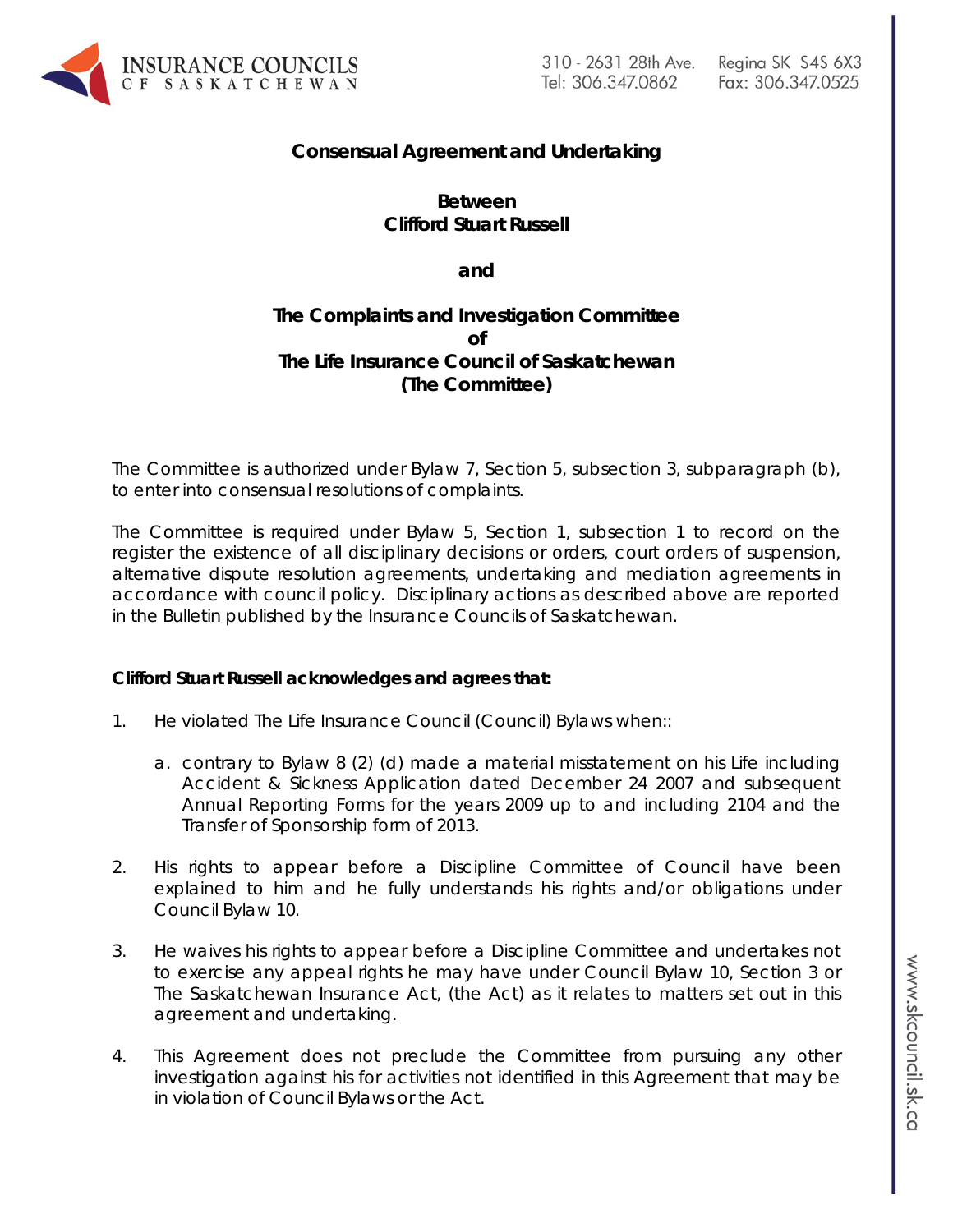**Consensual Agreement and Undertaking**

**Between**
**Clifford Stuart Russell**

**and**

**The Complaints and Investigation Committee**
**of**
**The Life Insurance Council of Saskatchewan**
**(The Committee)**

The Committee is authorized under Bylaw 7, Section 5, subsection 3, subparagraph (b), to enter into consensual resolutions of complaints.

The Committee is required under Bylaw 5, Section 1, subsection 1 to record on the register the existence of all disciplinary decisions or orders, court orders of suspension, alternative dispute resolution agreements, undertaking and mediation agreements in accordance with council policy. Disciplinary actions as described above are reported in the Bulletin published by the Insurance Councils of Saskatchewan.

**Clifford Stuart Russell acknowledges and agrees that:**

1. He violated The Life Insurance Council (Council) Bylaws when::

   a. contrary to Bylaw 8 (2) (d) made a material misstatement on his Life including Accident & Sickness Application dated December 24 2007 and subsequent Annual Reporting Forms for the years 2009 up to and including 2104 and the Transfer of Sponsorship form of 2013.

2. His rights to appear before a Discipline Committee of Council have been explained to him and he fully understands his rights and/or obligations under Council Bylaw 10.

3. He waives his rights to appear before a Discipline Committee and undertakes not to exercise any appeal rights he may have under Council Bylaw 10, Section 3 or The Saskatchewan Insurance Act, (the Act) as it relates to matters set out in this agreement and undertaking.

4. This Agreement does not preclude the Committee from pursuing any other investigation against his for activities not identified in this Agreement that may be in violation of Council Bylaws or the Act.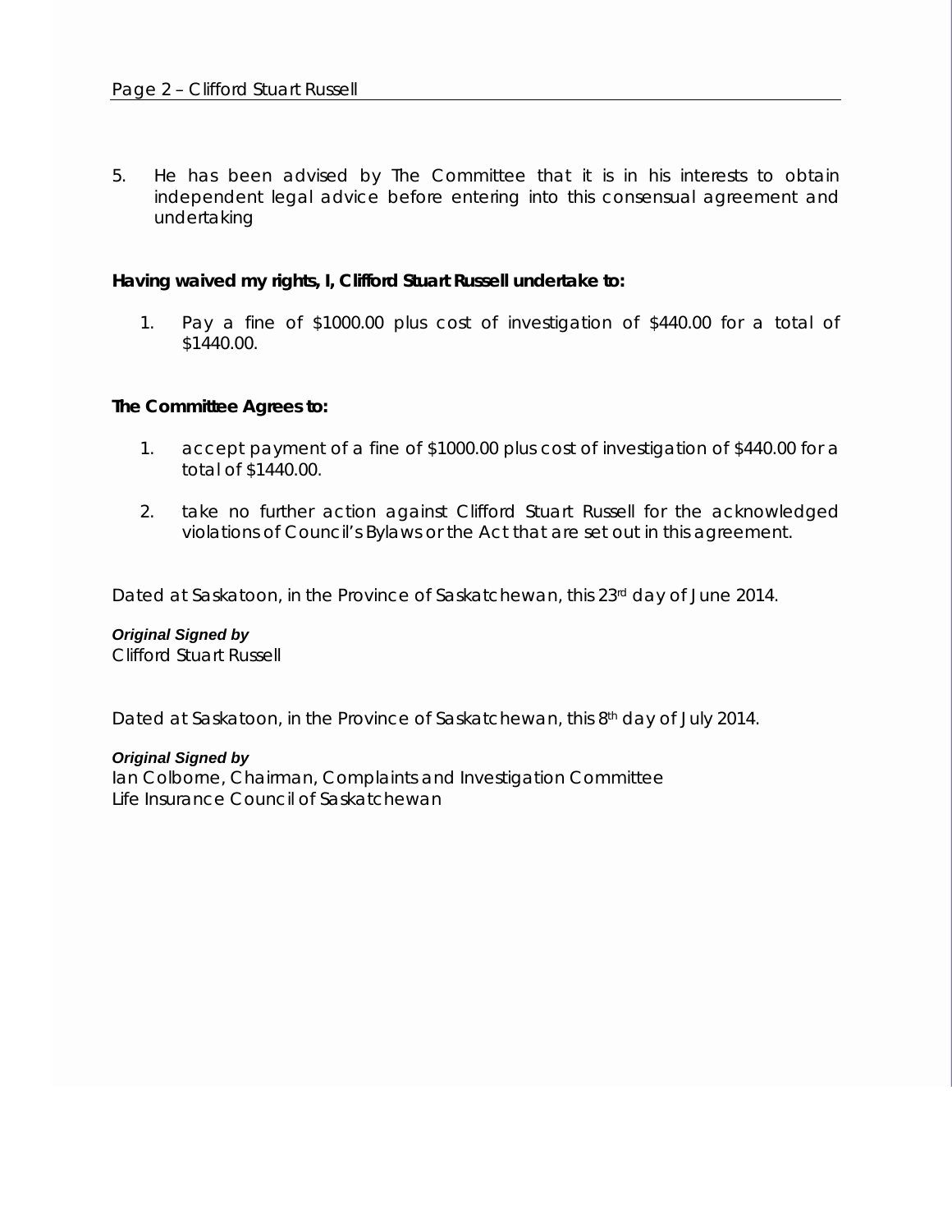5. He has been advised by The Committee that it is in his interests to obtain independent legal advice before entering into this consensual agreement and undertaking

**Having waived my rights, I, Clifford Stuart Russell undertake to:**

1. Pay a fine of $1000.00 plus cost of investigation of $440.00 for a total of $1440.00.

**The Committee Agrees to:**

1. accept payment of a fine of $1000.00 plus cost of investigation of $440.00 for a total of $1440.00.
2. take no further action against Clifford Stuart Russell for the acknowledged violations of Council's Bylaws or the Act that are set out in this agreement.

Dated at Saskatoon, in the Province of Saskatchewan, this 23rd day of June 2014.

***Original Signed by***
Clifford Stuart Russell

Dated at Saskatoon, in the Province of Saskatchewan, this 8th day of July 2014.

***Original Signed by***
Ian Colborne, Chairman, Complaints and Investigation Committee
Life Insurance Council of Saskatchewan